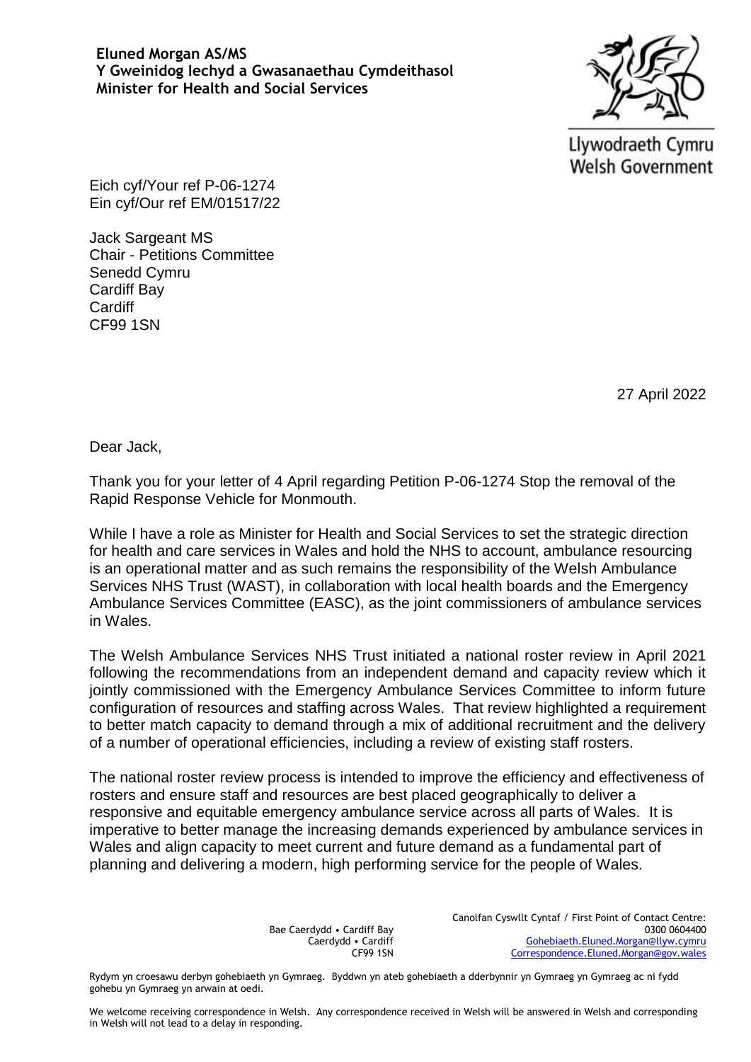**Eluned Morgan AS/MS**
**Y Gweinidog Iechyd a Gwasanaethau Cymdeithasol**
**Minister for Health and Social Services**

Llywodraeth Cymru
Welsh Government

Eich cyf/Your ref P-06-1274
Ein cyf/Our ref EM/01517/22

Jack Sargeant MS
Chair - Petitions Committee
Senedd Cymru
Cardiff Bay
Cardiff
CF99 1SN

27 April 2022

Dear Jack,

Thank you for your letter of 4 April regarding Petition P-06-1274 Stop the removal of the Rapid Response Vehicle for Monmouth.

While I have a role as Minister for Health and Social Services to set the strategic direction for health and care services in Wales and hold the NHS to account, ambulance resourcing is an operational matter and as such remains the responsibility of the Welsh Ambulance Services NHS Trust (WAST), in collaboration with local health boards and the Emergency Ambulance Services Committee (EASC), as the joint commissioners of ambulance services in Wales.

The Welsh Ambulance Services NHS Trust initiated a national roster review in April 2021 following the recommendations from an independent demand and capacity review which it jointly commissioned with the Emergency Ambulance Services Committee to inform future configuration of resources and staffing across Wales. That review highlighted a requirement to better match capacity to demand through a mix of additional recruitment and the delivery of a number of operational efficiencies, including a review of existing staff rosters.

The national roster review process is intended to improve the efficiency and effectiveness of rosters and ensure staff and resources are best placed geographically to deliver a responsive and equitable emergency ambulance service across all parts of Wales. It is imperative to better manage the increasing demands experienced by ambulance services in Wales and align capacity to meet current and future demand as a fundamental part of planning and delivering a modern, high performing service for the people of Wales.

Bae Caerdydd • Cardiff Bay
Caerdydd • Cardiff
CF99 1SN

Canolfan Cyswllt Cyntaf / First Point of Contact Centre:
0300 0604400
Gohebiaeth.Eluned.Morgan@llyw.cymru
Correspondence.Eluned.Morgan@gov.wales

Rydym yn croesawu derbyn gohebiaeth yn Gymraeg. Byddwn yn ateb gohebiaeth a dderbynnir yn Gymraeg yn Gymraeg ac ni fydd gohebu yn Gymraeg yn arwain at oedi.

We welcome receiving correspondence in Welsh. Any correspondence received in Welsh will be answered in Welsh and corresponding in Welsh will not lead to a delay in responding.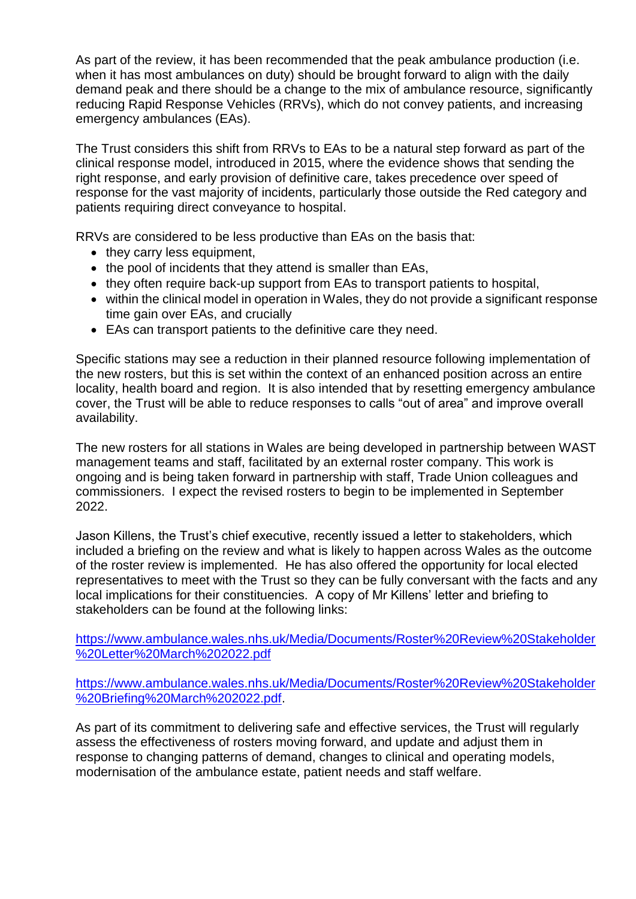As part of the review, it has been recommended that the peak ambulance production (i.e. when it has most ambulances on duty) should be brought forward to align with the daily demand peak and there should be a change to the mix of ambulance resource, significantly reducing Rapid Response Vehicles (RRVs), which do not convey patients, and increasing emergency ambulances (EAs).

The Trust considers this shift from RRVs to EAs to be a natural step forward as part of the clinical response model, introduced in 2015, where the evidence shows that sending the right response, and early provision of definitive care, takes precedence over speed of response for the vast majority of incidents, particularly those outside the Red category and patients requiring direct conveyance to hospital.

RRVs are considered to be less productive than EAs on the basis that:

- they carry less equipment,
- the pool of incidents that they attend is smaller than EAs,
- they often require back-up support from EAs to transport patients to hospital,
- within the clinical model in operation in Wales, they do not provide a significant response time gain over EAs, and crucially
- EAs can transport patients to the definitive care they need.

Specific stations may see a reduction in their planned resource following implementation of the new rosters, but this is set within the context of an enhanced position across an entire locality, health board and region. It is also intended that by resetting emergency ambulance cover, the Trust will be able to reduce responses to calls "out of area" and improve overall availability.

The new rosters for all stations in Wales are being developed in partnership between WAST management teams and staff, facilitated by an external roster company. This work is ongoing and is being taken forward in partnership with staff, Trade Union colleagues and commissioners. I expect the revised rosters to begin to be implemented in September 2022.

Jason Killens, the Trust's chief executive, recently issued a letter to stakeholders, which included a briefing on the review and what is likely to happen across Wales as the outcome of the roster review is implemented. He has also offered the opportunity for local elected representatives to meet with the Trust so they can be fully conversant with the facts and any local implications for their constituencies. A copy of Mr Killens' letter and briefing to stakeholders can be found at the following links:

[https://www.ambulance.wales.nhs.uk/Media/Documents/Roster%20Review%20Stakeholder%20Letter%20March%202022.pdf](https://www.ambulance.wales.nhs.uk/Media/Documents/Roster%20Review%20Stakeholder%20Letter%20March%202022.pdf)

[https://www.ambulance.wales.nhs.uk/Media/Documents/Roster%20Review%20Stakeholder%20Briefing%20March%202022.pdf](https://www.ambulance.wales.nhs.uk/Media/Documents/Roster%20Review%20Stakeholder%20Briefing%20March%202022.pdf).

As part of its commitment to delivering safe and effective services, the Trust will regularly assess the effectiveness of rosters moving forward, and update and adjust them in response to changing patterns of demand, changes to clinical and operating models, modernisation of the ambulance estate, patient needs and staff welfare.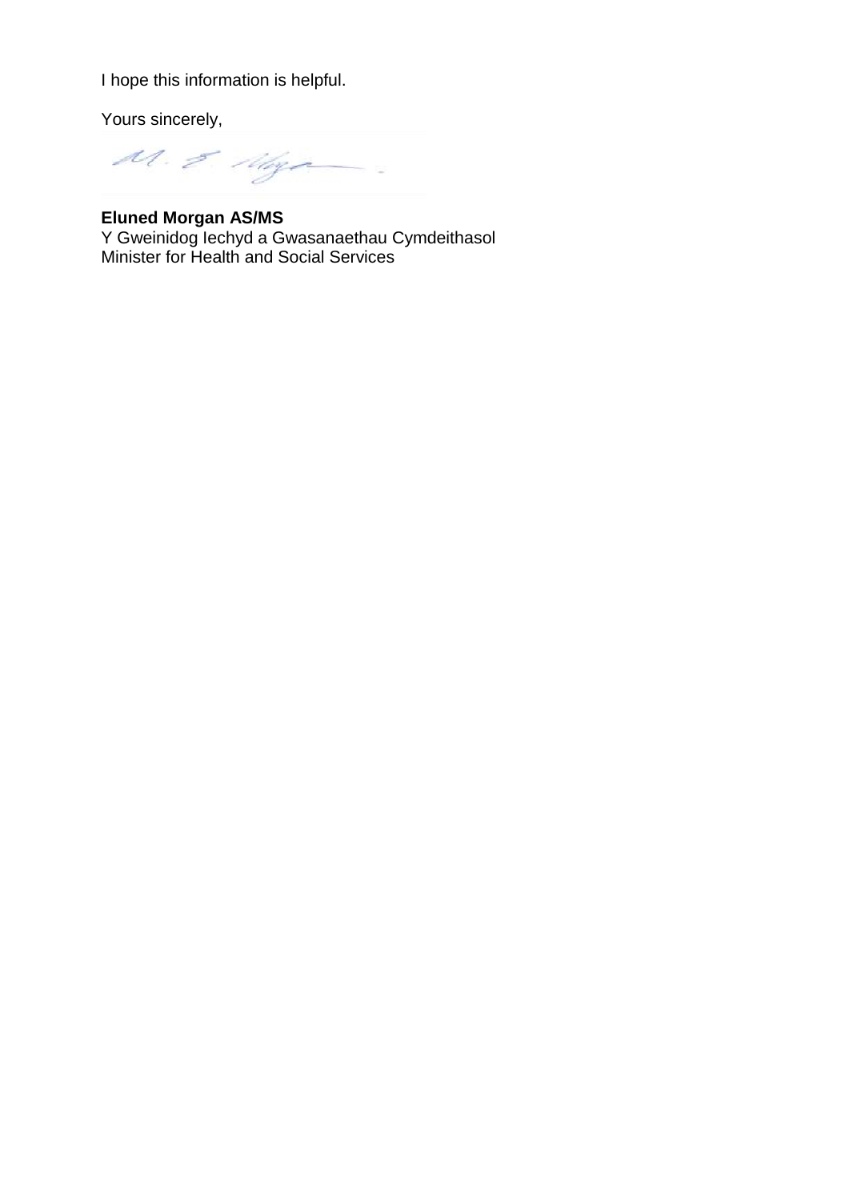I hope this information is helpful.

Yours sincerely,

**Eluned Morgan AS/MS**
Y Gweinidog Iechyd a Gwasanaethau Cymdeithasol
Minister for Health and Social Services